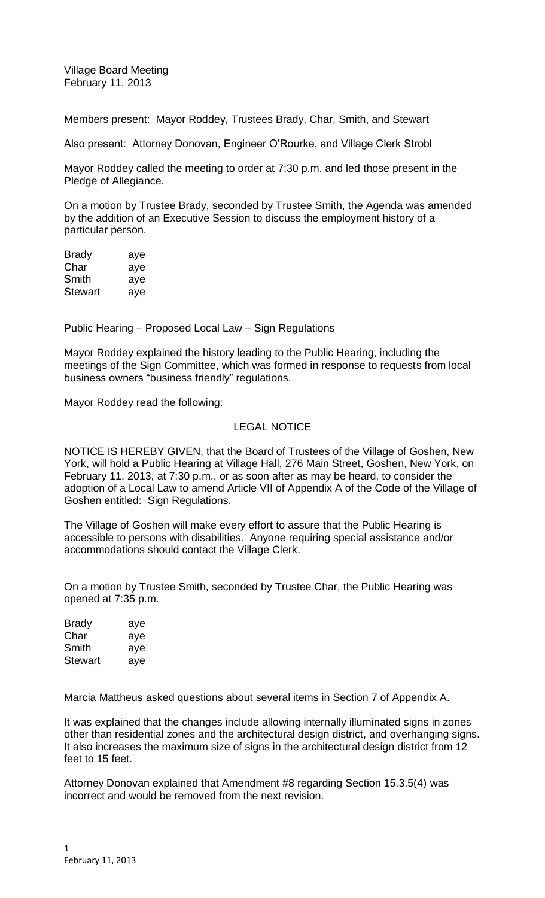Village Board Meeting
February 11, 2013

Members present: Mayor Roddey, Trustees Brady, Char, Smith, and Stewart

Also present: Attorney Donovan, Engineer O'Rourke, and Village Clerk Strobl

Mayor Roddey called the meeting to order at 7:30 p.m. and led those present in the Pledge of Allegiance.

On a motion by Trustee Brady, seconded by Trustee Smith, the Agenda was amended by the addition of an Executive Session to discuss the employment history of a particular person.

| | |
|---|---|
| Brady | aye |
| Char | aye |
| Smith | aye |
| Stewart | aye |

Public Hearing – Proposed Local Law – Sign Regulations

Mayor Roddey explained the history leading to the Public Hearing, including the meetings of the Sign Committee, which was formed in response to requests from local business owners "business friendly" regulations.

Mayor Roddey read the following:

LEGAL NOTICE

NOTICE IS HEREBY GIVEN, that the Board of Trustees of the Village of Goshen, New York, will hold a Public Hearing at Village Hall, 276 Main Street, Goshen, New York, on February 11, 2013, at 7:30 p.m., or as soon after as may be heard, to consider the adoption of a Local Law to amend Article VII of Appendix A of the Code of the Village of Goshen entitled: Sign Regulations.

The Village of Goshen will make every effort to assure that the Public Hearing is accessible to persons with disabilities. Anyone requiring special assistance and/or accommodations should contact the Village Clerk.

On a motion by Trustee Smith, seconded by Trustee Char, the Public Hearing was opened at 7:35 p.m.

| | |
|---|---|
| Brady | aye |
| Char | aye |
| Smith | aye |
| Stewart | aye |

Marcia Mattheus asked questions about several items in Section 7 of Appendix A.

It was explained that the changes include allowing internally illuminated signs in zones other than residential zones and the architectural design district, and overhanging signs. It also increases the maximum size of signs in the architectural design district from 12 feet to 15 feet.

Attorney Donovan explained that Amendment #8 regarding Section 15.3.5(4) was incorrect and would be removed from the next revision.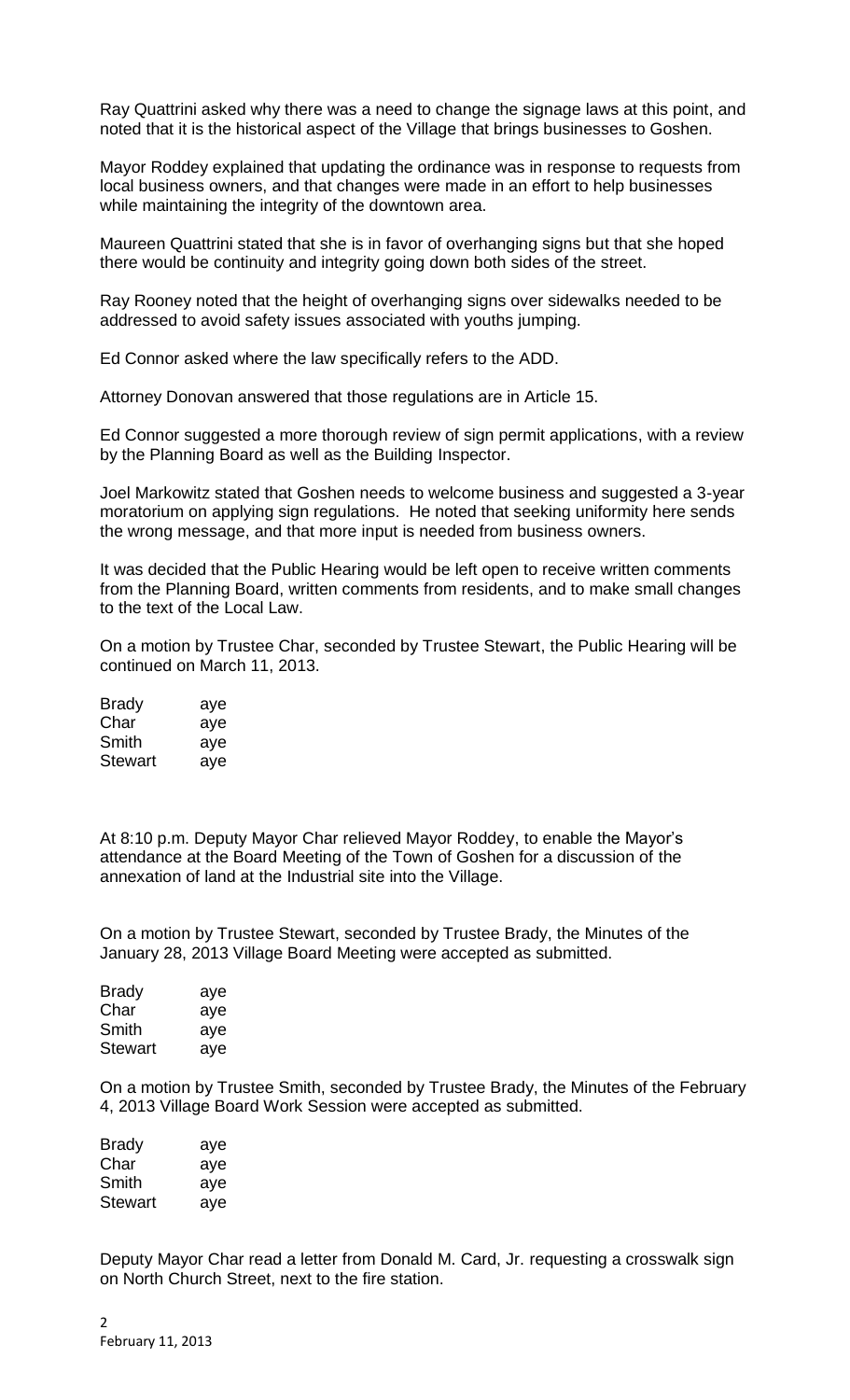Ray Quattrini asked why there was a need to change the signage laws at this point, and noted that it is the historical aspect of the Village that brings businesses to Goshen.

Mayor Roddey explained that updating the ordinance was in response to requests from local business owners, and that changes were made in an effort to help businesses while maintaining the integrity of the downtown area.

Maureen Quattrini stated that she is in favor of overhanging signs but that she hoped there would be continuity and integrity going down both sides of the street.

Ray Rooney noted that the height of overhanging signs over sidewalks needed to be addressed to avoid safety issues associated with youths jumping.

Ed Connor asked where the law specifically refers to the ADD.

Attorney Donovan answered that those regulations are in Article 15.

Ed Connor suggested a more thorough review of sign permit applications, with a review by the Planning Board as well as the Building Inspector.

Joel Markowitz stated that Goshen needs to welcome business and suggested a 3-year moratorium on applying sign regulations. He noted that seeking uniformity here sends the wrong message, and that more input is needed from business owners.

It was decided that the Public Hearing would be left open to receive written comments from the Planning Board, written comments from residents, and to make small changes to the text of the Local Law.

On a motion by Trustee Char, seconded by Trustee Stewart, the Public Hearing will be continued on March 11, 2013.

| | |
|---|---|
| Brady | aye |
| Char | aye |
| Smith | aye |
| Stewart | aye |

At 8:10 p.m. Deputy Mayor Char relieved Mayor Roddey, to enable the Mayor's attendance at the Board Meeting of the Town of Goshen for a discussion of the annexation of land at the Industrial site into the Village.

On a motion by Trustee Stewart, seconded by Trustee Brady, the Minutes of the January 28, 2013 Village Board Meeting were accepted as submitted.

| | |
|---|---|
| Brady | aye |
| Char | aye |
| Smith | aye |
| Stewart | aye |

On a motion by Trustee Smith, seconded by Trustee Brady, the Minutes of the February 4, 2013 Village Board Work Session were accepted as submitted.

| | |
|---|---|
| Brady | aye |
| Char | aye |
| Smith | aye |
| Stewart | aye |

Deputy Mayor Char read a letter from Donald M. Card, Jr. requesting a crosswalk sign on North Church Street, next to the fire station.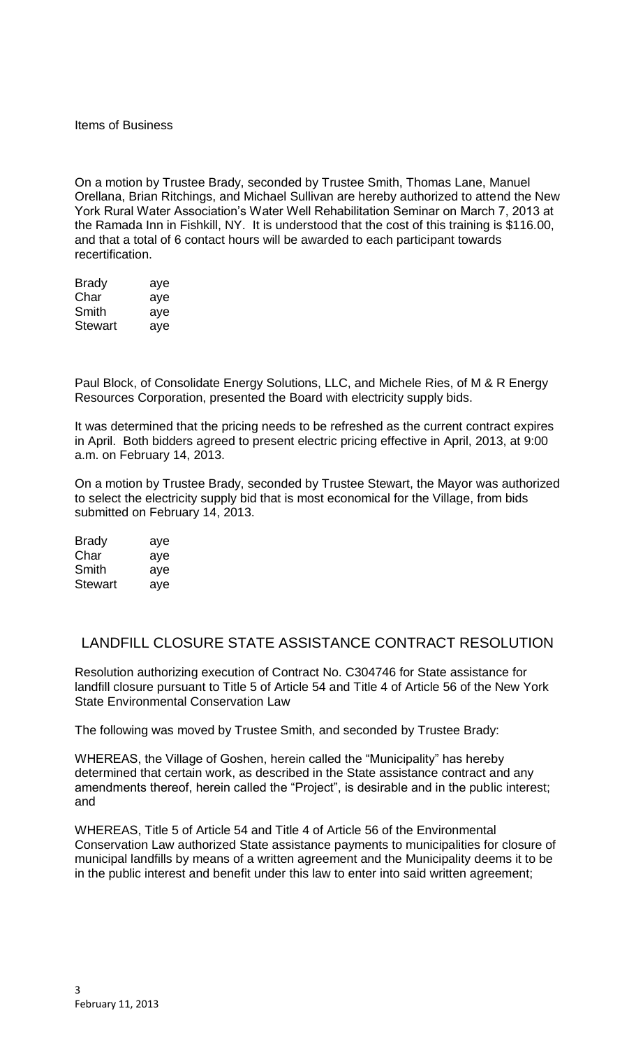Items of Business

On a motion by Trustee Brady, seconded by Trustee Smith, Thomas Lane, Manuel Orellana, Brian Ritchings, and Michael Sullivan are hereby authorized to attend the New York Rural Water Association's Water Well Rehabilitation Seminar on March 7, 2013 at the Ramada Inn in Fishkill, NY. It is understood that the cost of this training is $116.00, and that a total of 6 contact hours will be awarded to each participant towards recertification.

| | |
|---|---|
| Brady | aye |
| Char | aye |
| Smith | aye |
| Stewart | aye |

Paul Block, of Consolidate Energy Solutions, LLC, and Michele Ries, of M & R Energy Resources Corporation, presented the Board with electricity supply bids.

It was determined that the pricing needs to be refreshed as the current contract expires in April. Both bidders agreed to present electric pricing effective in April, 2013, at 9:00 a.m. on February 14, 2013.

On a motion by Trustee Brady, seconded by Trustee Stewart, the Mayor was authorized to select the electricity supply bid that is most economical for the Village, from bids submitted on February 14, 2013.

| | |
|---|---|
| Brady | aye |
| Char | aye |
| Smith | aye |
| Stewart | aye |

## LANDFILL CLOSURE STATE ASSISTANCE CONTRACT RESOLUTION

Resolution authorizing execution of Contract No. C304746 for State assistance for landfill closure pursuant to Title 5 of Article 54 and Title 4 of Article 56 of the New York State Environmental Conservation Law

The following was moved by Trustee Smith, and seconded by Trustee Brady:

WHEREAS, the Village of Goshen, herein called the "Municipality" has hereby determined that certain work, as described in the State assistance contract and any amendments thereof, herein called the "Project", is desirable and in the public interest; and

WHEREAS, Title 5 of Article 54 and Title 4 of Article 56 of the Environmental Conservation Law authorized State assistance payments to municipalities for closure of municipal landfills by means of a written agreement and the Municipality deems it to be in the public interest and benefit under this law to enter into said written agreement;

February 11, 2013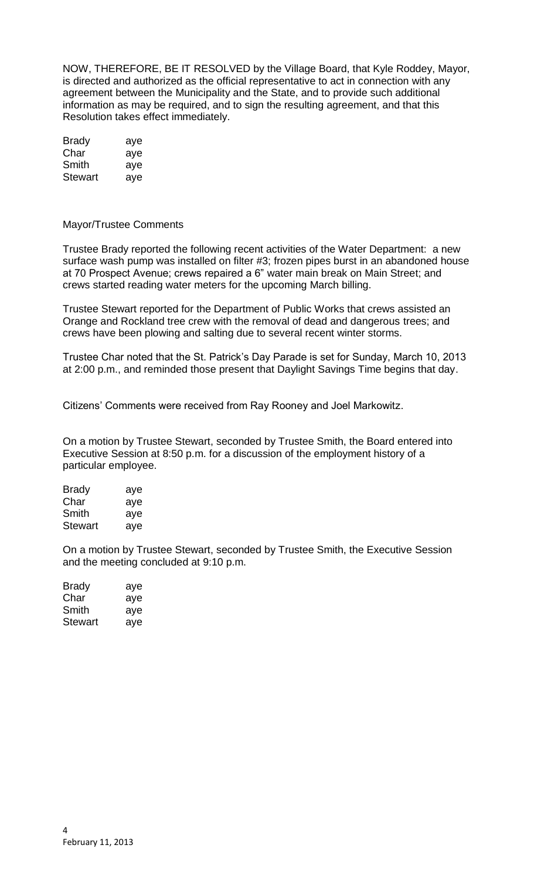NOW, THEREFORE, BE IT RESOLVED by the Village Board, that Kyle Roddey, Mayor, is directed and authorized as the official representative to act in connection with any agreement between the Municipality and the State, and to provide such additional information as may be required, and to sign the resulting agreement, and that this Resolution takes effect immediately.

| | |
|---|---|
| Brady | aye |
| Char | aye |
| Smith | aye |
| Stewart | aye |

Mayor/Trustee Comments

Trustee Brady reported the following recent activities of the Water Department: a new surface wash pump was installed on filter #3; frozen pipes burst in an abandoned house at 70 Prospect Avenue; crews repaired a 6" water main break on Main Street; and crews started reading water meters for the upcoming March billing.

Trustee Stewart reported for the Department of Public Works that crews assisted an Orange and Rockland tree crew with the removal of dead and dangerous trees; and crews have been plowing and salting due to several recent winter storms.

Trustee Char noted that the St. Patrick's Day Parade is set for Sunday, March 10, 2013 at 2:00 p.m., and reminded those present that Daylight Savings Time begins that day.

Citizens' Comments were received from Ray Rooney and Joel Markowitz.

On a motion by Trustee Stewart, seconded by Trustee Smith, the Board entered into Executive Session at 8:50 p.m. for a discussion of the employment history of a particular employee.

| | |
|---|---|
| Brady | aye |
| Char | aye |
| Smith | aye |
| Stewart | aye |

On a motion by Trustee Stewart, seconded by Trustee Smith, the Executive Session and the meeting concluded at 9:10 p.m.

| | |
|---|---|
| Brady | aye |
| Char | aye |
| Smith | aye |
| Stewart | aye |